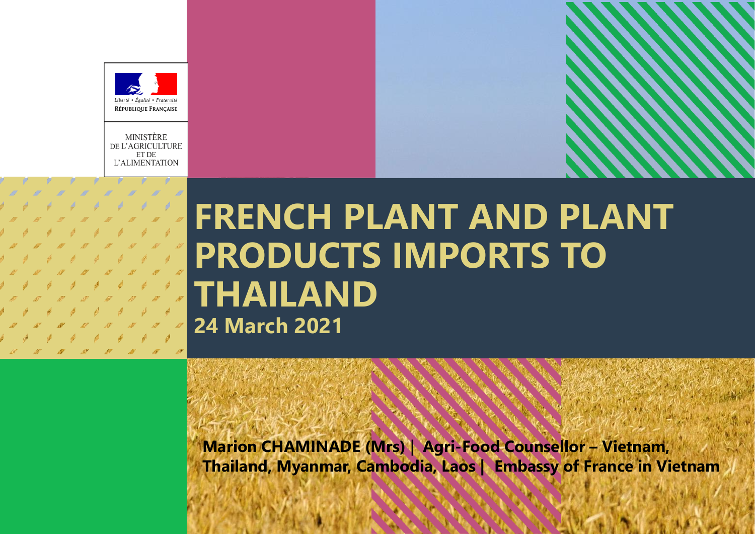Liberté • Égalité • Fraternité

RÉPUBLIQUE FRANÇAISE

MINISTÈRE DE L'AGRICULTURE ET DE L'ALIMENTATION

# FRENCH PLANT AND PLANT PRODUCTS IMPORTS TO THAILAND

**24 March 2021**

**Marion CHAMINADE (Mrs) | Agri-Food Counsellor – Vietnam, Thailand, Myanmar, Cambodia, Laos | Embassy of France in Vietnam**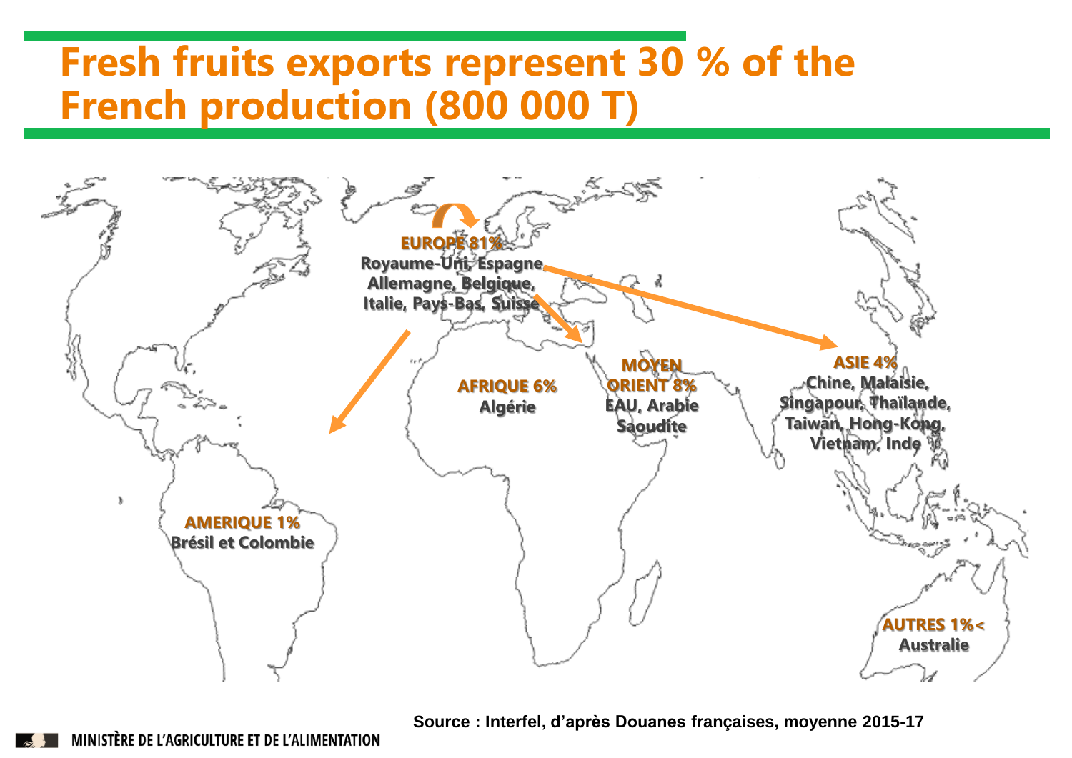# Fresh fruits exports represent 30 % of the French production (800 000 T)

**EUROPE 81%**
Royaume-Uni, Espagne, Allemagne, Belgique, Italie, Pays-Bas, Suisse

**AFRIQUE 6%**
Algérie

**MOYEN ORIENT 8%**
EAU, Arabie Saoudite

**ASIE 4%**
Chine, Malaisie, Singapour, Thaïlande, Taiwan, Hong-Kong, Vietnam, Inde

**AMERIQUE 1%**
Brésil et Colombie

**AUTRES 1%<**
Australie

Source : Interfel, d'après Douanes françaises, moyenne 2015-17

MINISTÈRE DE L'AGRICULTURE ET DE L'ALIMENTATION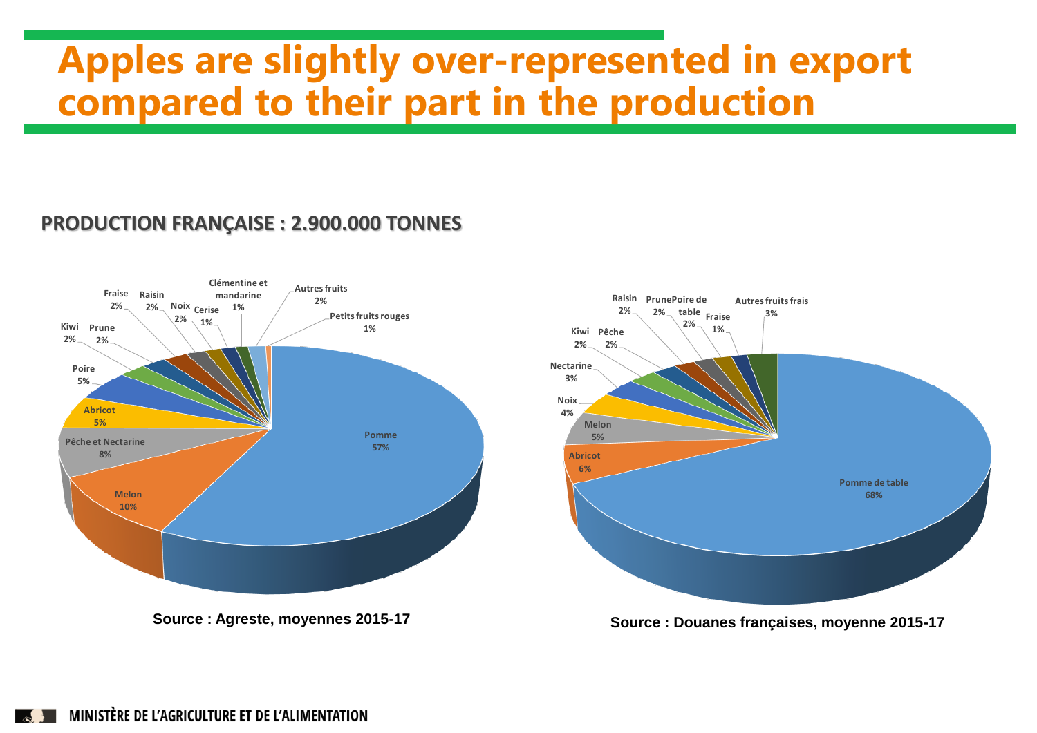# Apples are slightly over-represented in export compared to their part in the production

**PRODUCTION FRANÇAISE : 2.900.000 TONNES**

| Production (fruit) | Part |
|---|---|
| Pomme | 57% |
| Melon | 10% |
| Pêche et Nectarine | 8% |
| Abricot | 5% |
| Poire | 5% |
| Kiwi | 2% |
| Prune | 2% |
| Fraise | 2% |
| Raisin | 2% |
| Noix | 2% |
| Cerise | 1% |
| Clémentine et mandarine | 1% |
| Autres fruits | 2% |
| Petits fruits rouges | 1% |

Source : Agreste, moyennes 2015-17

| Export (fruit) | Part |
|---|---|
| Pomme de table | 68% |
| Abricot | 6% |
| Melon | 5% |
| Noix | 4% |
| Nectarine | 3% |
| Kiwi | 2% |
| Pêche | 2% |
| Raisin | 2% |
| Prune | 2% |
| Poire de table | 2% |
| Fraise | 1% |
| Autres fruits frais | 3% |

Source : Douanes françaises, moyenne 2015-17

MINISTÈRE DE L'AGRICULTURE ET DE L'ALIMENTATION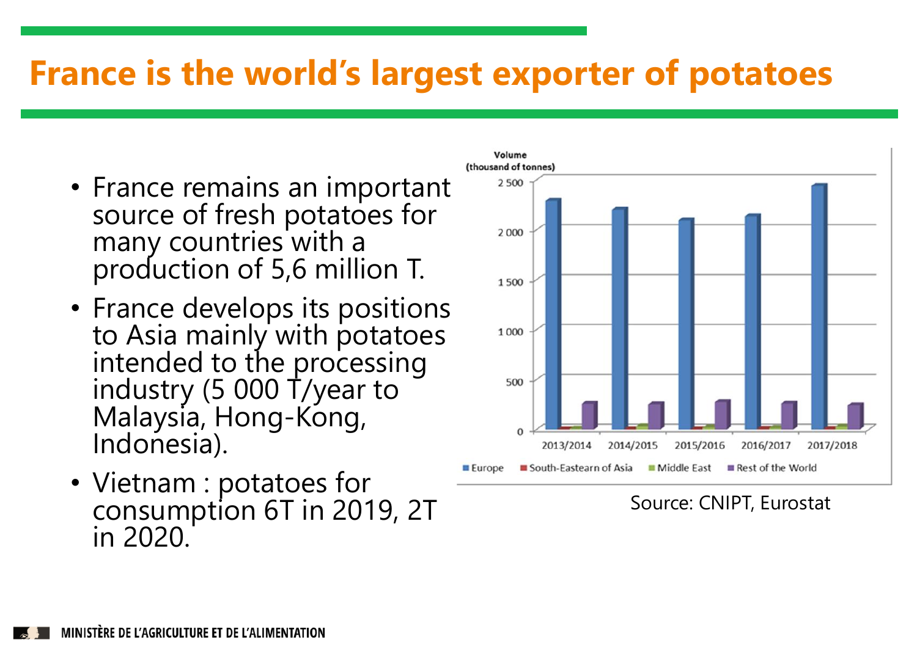# France is the world's largest exporter of potatoes

- France remains an important source of fresh potatoes for many countries with a production of 5,6 million T.
- France develops its positions to Asia mainly with potatoes intended to the processing industry (5 000 T/year to Malaysia, Hong-Kong, Indonesia).
- Vietnam : potatoes for consumption 6T in 2019, 2T in 2020.

Volume (thousand of tonnes)

Europe | South-Easteam of Asia | Middle East | Rest of the World

2013/2014 | 2014/2015 | 2015/2016 | 2016/2017 | 2017/2018

Source: CNIPT, Eurostat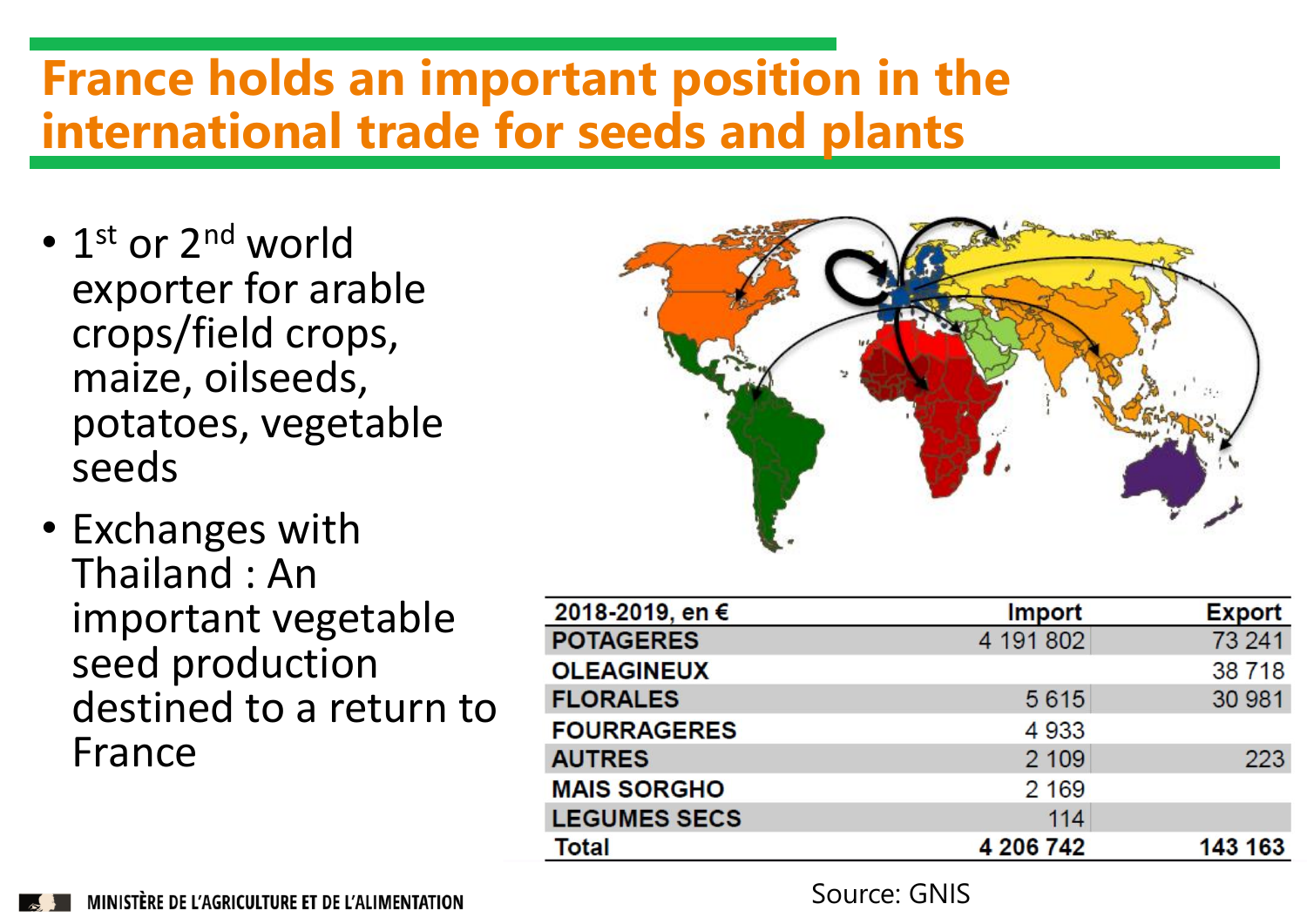# France holds an important position in the international trade for seeds and plants

- 1st or 2nd world exporter for arable crops/field crops, maize, oilseeds, potatoes, vegetable seeds
- Exchanges with Thailand : An important vegetable seed production destined to a return to France

| 2018-2019, en € | Import | Export |
|---|---|---|
| POTAGERES | 4 191 802 | 73 241 |
| OLEAGINEUX | | 38 718 |
| FLORALES | 5 615 | 30 981 |
| FOURRAGERES | 4 933 | |
| AUTRES | 2 109 | 223 |
| MAIS SORGHO | 2 169 | |
| LEGUMES SECS | 114 | |
| **Total** | **4 206 742** | **143 163** |

Source: GNIS

MINISTÈRE DE L'AGRICULTURE ET DE L'ALIMENTATION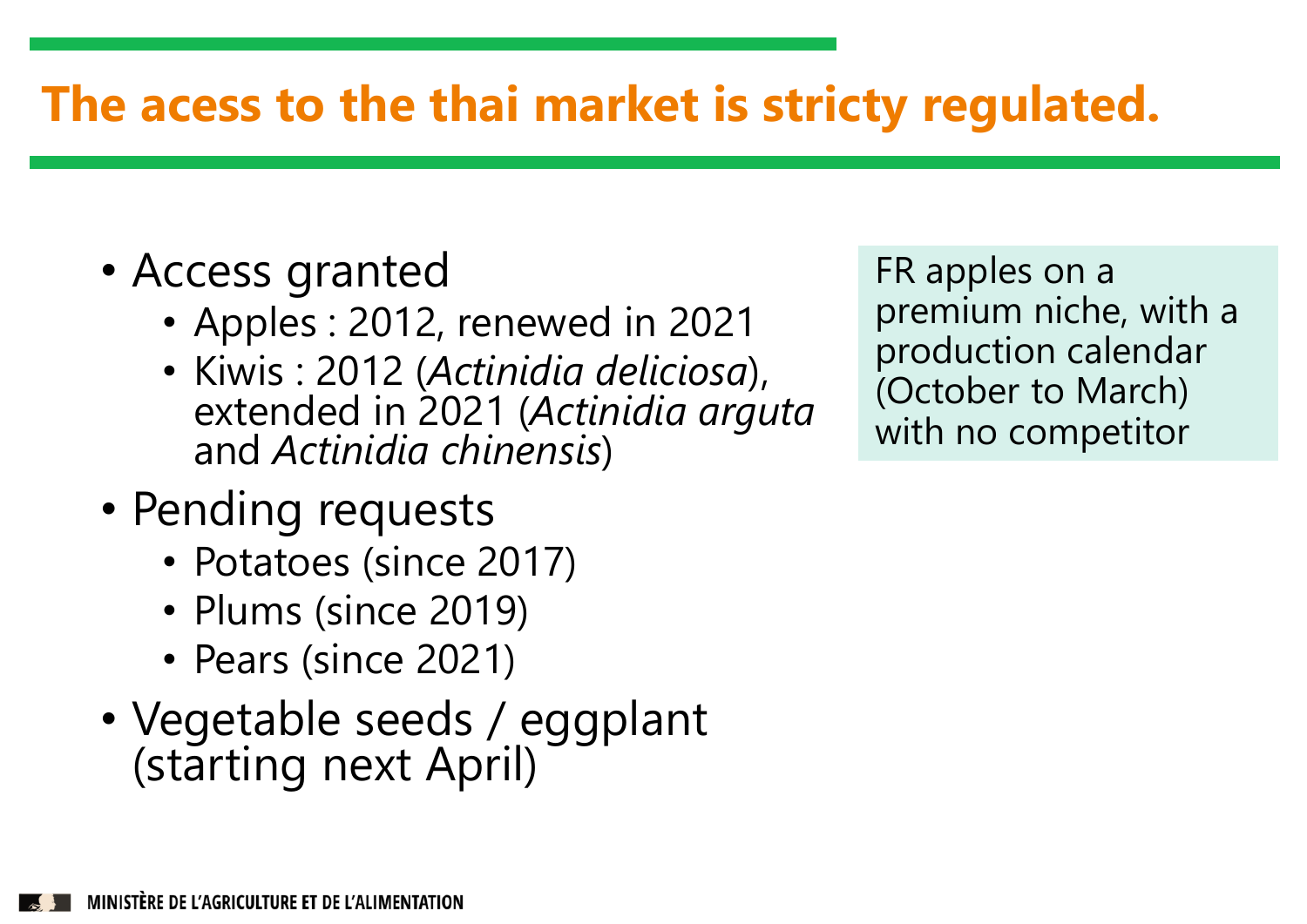# The acess to the thai market is stricty regulated.

- Access granted
  - Apples : 2012, renewed in 2021
  - Kiwis : 2012 (*Actinidia deliciosa*), extended in 2021 (*Actinidia arguta* and *Actinidia chinensis*)
- Pending requests
  - Potatoes (since 2017)
  - Plums (since 2019)
  - Pears (since 2021)
- Vegetable seeds / eggplant (starting next April)

FR apples on a premium niche, with a production calendar (October to March) with no competitor

MINISTÈRE DE L'AGRICULTURE ET DE L'ALIMENTATION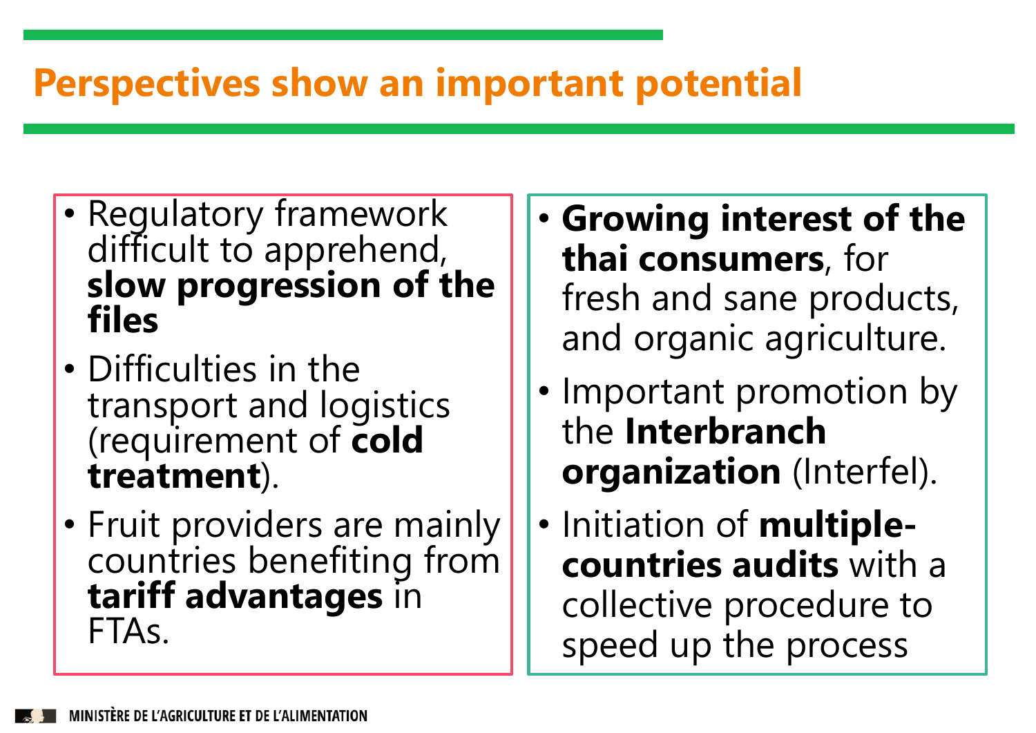# Perspectives show an important potential

- Regulatory framework difficult to apprehend, **slow progression of the files**
- Difficulties in the transport and logistics (requirement of **cold treatment**).
- Fruit providers are mainly countries benefiting from **tariff advantages** in FTAs.

- **Growing interest of the thai consumers**, for fresh and sane products, and organic agriculture.
- Important promotion by the **Interbranch organization** (Interfel).
- Initiation of **multiple-countries audits** with a collective procedure to speed up the process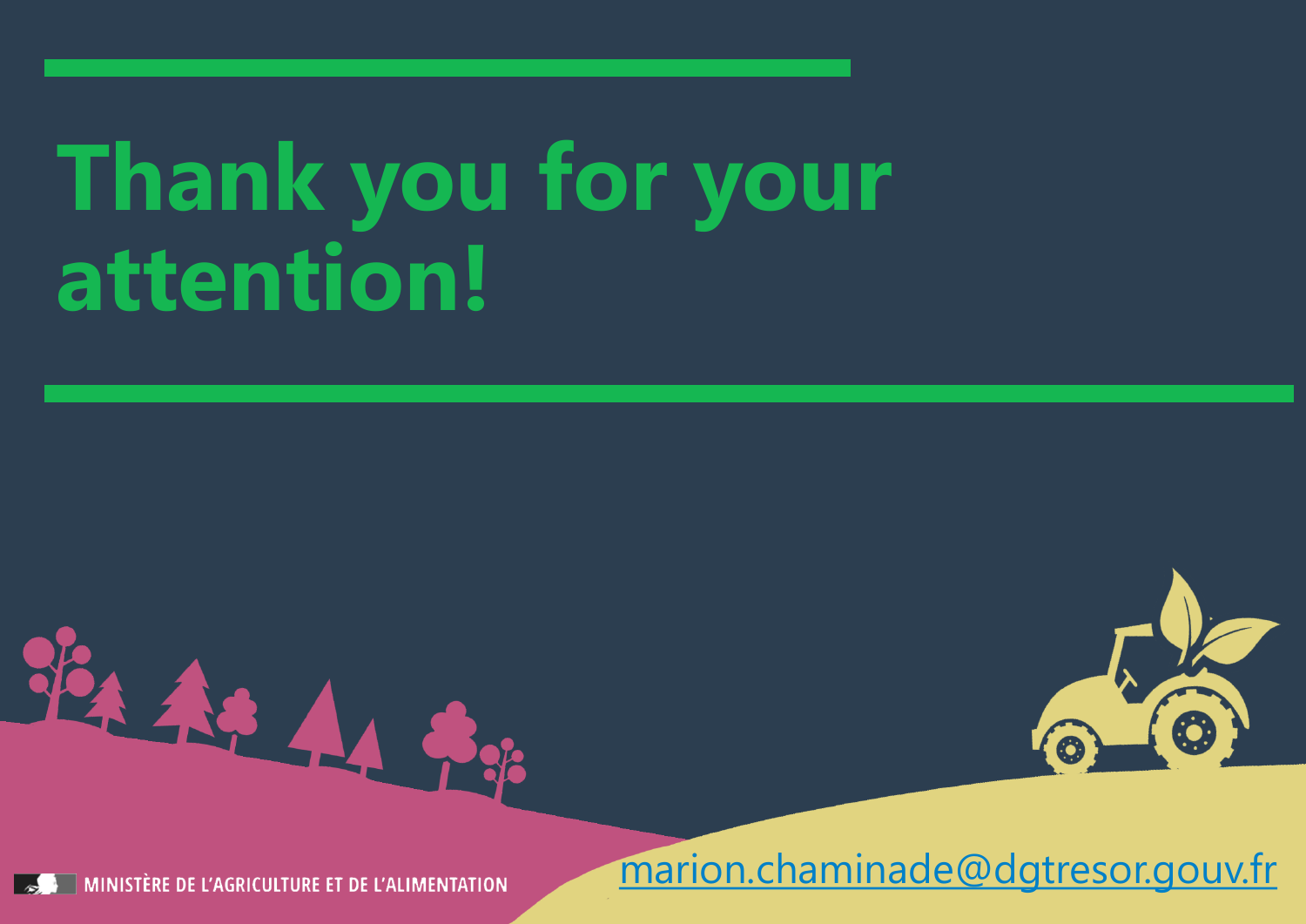# Thank you for your attention!

MINISTÈRE DE L'AGRICULTURE ET DE L'ALIMENTATION

marion.chaminade@dgtresor.gouv.fr